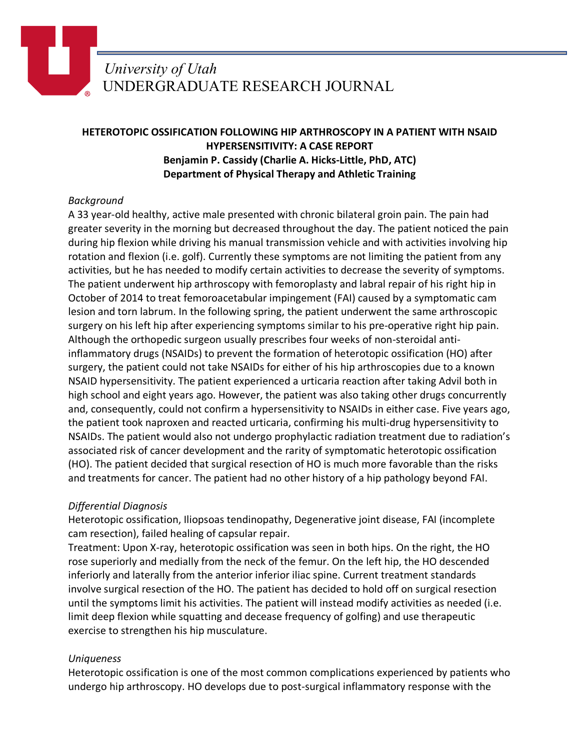University of Utah
UNDERGRADUATE RESEARCH JOURNAL

**HETEROTOPIC OSSIFICATION FOLLOWING HIP ARTHROSCOPY IN A PATIENT WITH NSAID HYPERSENSITIVITY: A CASE REPORT**
**Benjamin P. Cassidy (Charlie A. Hicks-Little, PhD, ATC)**
**Department of Physical Therapy and Athletic Training**

*Background*
A 33 year-old healthy, active male presented with chronic bilateral groin pain. The pain had greater severity in the morning but decreased throughout the day. The patient noticed the pain during hip flexion while driving his manual transmission vehicle and with activities involving hip rotation and flexion (i.e. golf). Currently these symptoms are not limiting the patient from any activities, but he has needed to modify certain activities to decrease the severity of symptoms. The patient underwent hip arthroscopy with femoroplasty and labral repair of his right hip in October of 2014 to treat femoroacetabular impingement (FAI) caused by a symptomatic cam lesion and torn labrum. In the following spring, the patient underwent the same arthroscopic surgery on his left hip after experiencing symptoms similar to his pre-operative right hip pain. Although the orthopedic surgeon usually prescribes four weeks of non-steroidal anti-inflammatory drugs (NSAIDs) to prevent the formation of heterotopic ossification (HO) after surgery, the patient could not take NSAIDs for either of his hip arthroscopies due to a known NSAID hypersensitivity. The patient experienced a urticaria reaction after taking Advil both in high school and eight years ago. However, the patient was also taking other drugs concurrently and, consequently, could not confirm a hypersensitivity to NSAIDs in either case. Five years ago, the patient took naproxen and reacted urticaria, confirming his multi-drug hypersensitivity to NSAIDs. The patient would also not undergo prophylactic radiation treatment due to radiation's associated risk of cancer development and the rarity of symptomatic heterotopic ossification (HO). The patient decided that surgical resection of HO is much more favorable than the risks and treatments for cancer. The patient had no other history of a hip pathology beyond FAI.

*Differential Diagnosis*
Heterotopic ossification, Iliopsoas tendinopathy, Degenerative joint disease, FAI (incomplete cam resection), failed healing of capsular repair.
Treatment: Upon X-ray, heterotopic ossification was seen in both hips. On the right, the HO rose superiorly and medially from the neck of the femur. On the left hip, the HO descended inferiorly and laterally from the anterior inferior iliac spine. Current treatment standards involve surgical resection of the HO. The patient has decided to hold off on surgical resection until the symptoms limit his activities. The patient will instead modify activities as needed (i.e. limit deep flexion while squatting and decease frequency of golfing) and use therapeutic exercise to strengthen his hip musculature.

*Uniqueness*
Heterotopic ossification is one of the most common complications experienced by patients who undergo hip arthroscopy. HO develops due to post-surgical inflammatory response with the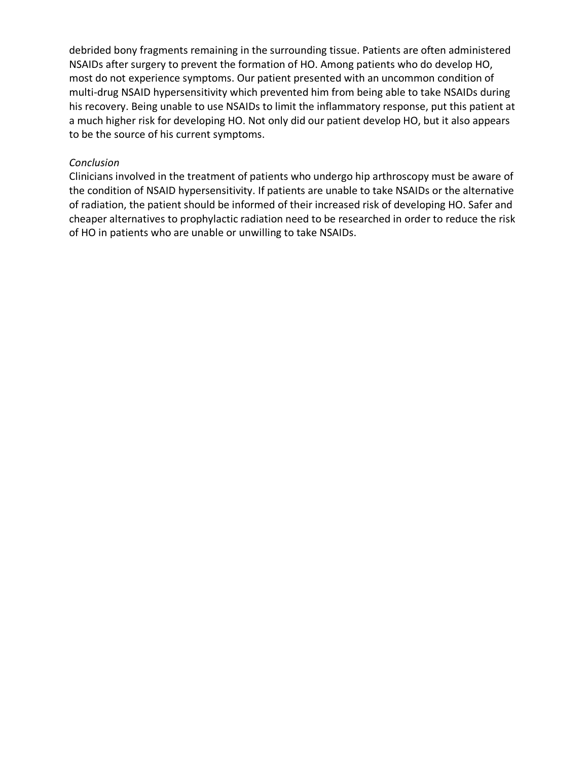debrided bony fragments remaining in the surrounding tissue. Patients are often administered NSAIDs after surgery to prevent the formation of HO. Among patients who do develop HO, most do not experience symptoms. Our patient presented with an uncommon condition of multi-drug NSAID hypersensitivity which prevented him from being able to take NSAIDs during his recovery. Being unable to use NSAIDs to limit the inflammatory response, put this patient at a much higher risk for developing HO. Not only did our patient develop HO, but it also appears to be the source of his current symptoms.

*Conclusion*

Clinicians involved in the treatment of patients who undergo hip arthroscopy must be aware of the condition of NSAID hypersensitivity. If patients are unable to take NSAIDs or the alternative of radiation, the patient should be informed of their increased risk of developing HO. Safer and cheaper alternatives to prophylactic radiation need to be researched in order to reduce the risk of HO in patients who are unable or unwilling to take NSAIDs.